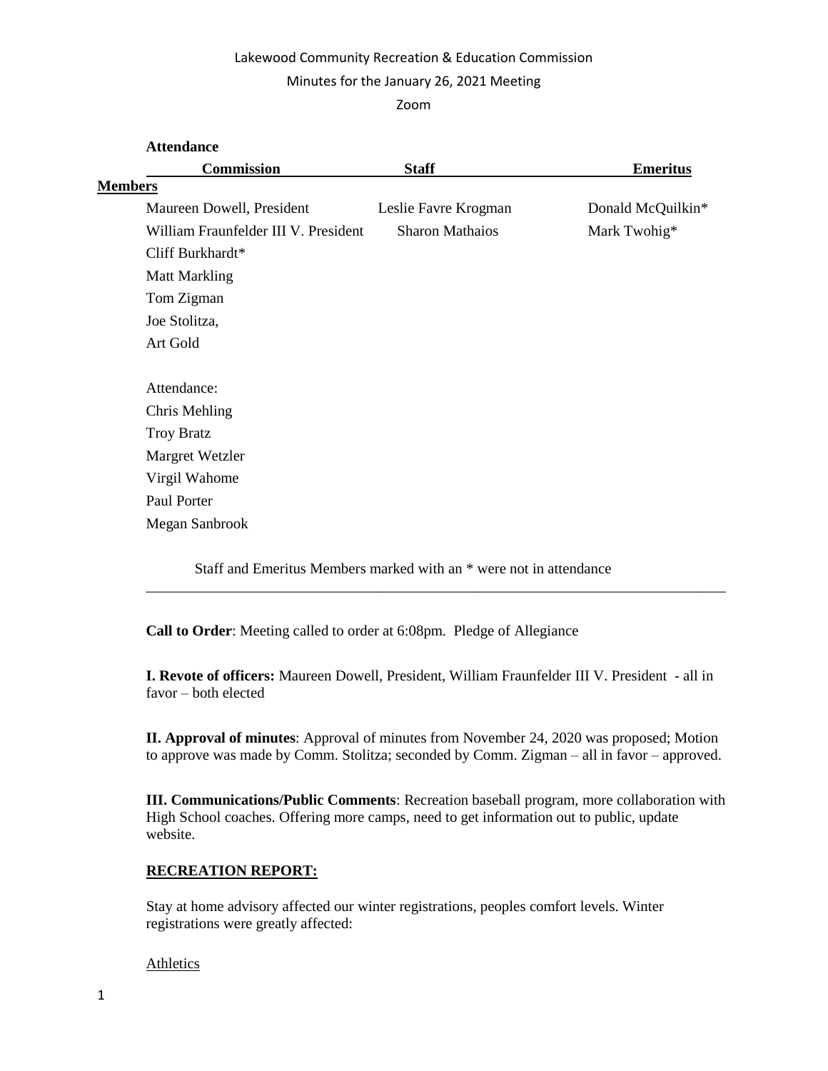Lakewood Community Recreation & Education Commission

Minutes for the January 26, 2021 Meeting

Zoom

**Attendance**

| **Commission Members** | **Staff** | **Emeritus** |
|---|---|---|
| Maureen Dowell, President | Leslie Favre Krogman | Donald McQuilkin* |
| William Fraunfelder III V. President | Sharon Mathaios | Mark Twohig* |
| Cliff Burkhardt* | | |
| Matt Markling | | |
| Tom Zigman | | |
| Joe Stolitza, | | |
| Art Gold | | |

Attendance:

Chris Mehling

Troy Bratz

Margret Wetzler

Virgil Wahome

Paul Porter

Megan Sanbrook

Staff and Emeritus Members marked with an * were not in attendance

---

**Call to Order**: Meeting called to order at 6:08pm. Pledge of Allegiance

**I. Revote of officers:** Maureen Dowell, President, William Fraunfelder III V. President - all in favor – both elected

**II. Approval of minutes**: Approval of minutes from November 24, 2020 was proposed; Motion to approve was made by Comm. Stolitza; seconded by Comm. Zigman – all in favor – approved.

**III. Communications/Public Comments**: Recreation baseball program, more collaboration with High School coaches. Offering more camps, need to get information out to public, update website.

## RECREATION REPORT:

Stay at home advisory affected our winter registrations, peoples comfort levels. Winter registrations were greatly affected:

Athletics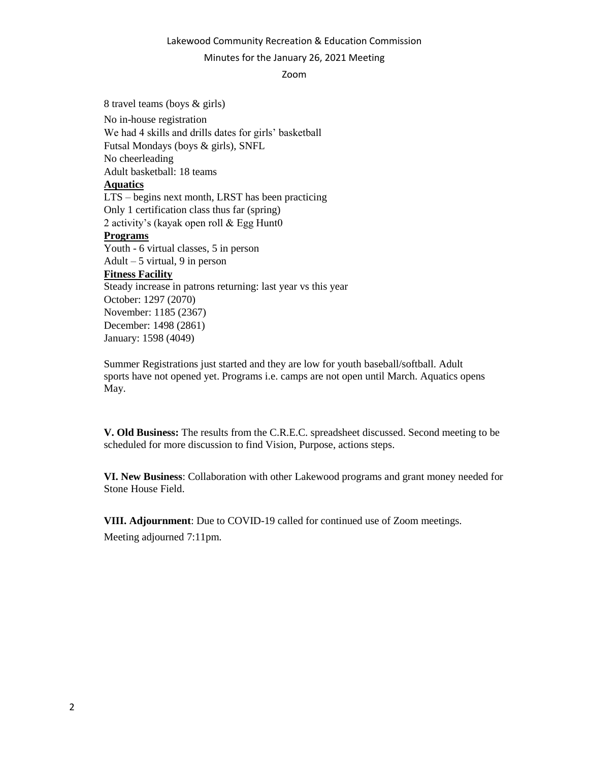8 travel teams (boys & girls)

No in-house registration
We had 4 skills and drills dates for girls' basketball
Futsal Mondays (boys & girls), SNFL
No cheerleading
Adult basketball: 18 teams

**Aquatics**

LTS – begins next month, LRST has been practicing
Only 1 certification class thus far (spring)
2 activity's (kayak open roll & Egg Hunt0

**Programs**

Youth - 6 virtual classes, 5 in person
Adult – 5 virtual, 9 in person

**Fitness Facility**

Steady increase in patrons returning: last year vs this year
October: 1297 (2070)
November: 1185 (2367)
December: 1498 (2861)
January: 1598 (4049)

Summer Registrations just started and they are low for youth baseball/softball. Adult sports have not opened yet. Programs i.e. camps are not open until March. Aquatics opens May.

**V. Old Business:** The results from the C.R.E.C. spreadsheet discussed. Second meeting to be scheduled for more discussion to find Vision, Purpose, actions steps.

**VI. New Business**: Collaboration with other Lakewood programs and grant money needed for Stone House Field.

**VIII. Adjournment**: Due to COVID-19 called for continued use of Zoom meetings.

Meeting adjourned 7:11pm.